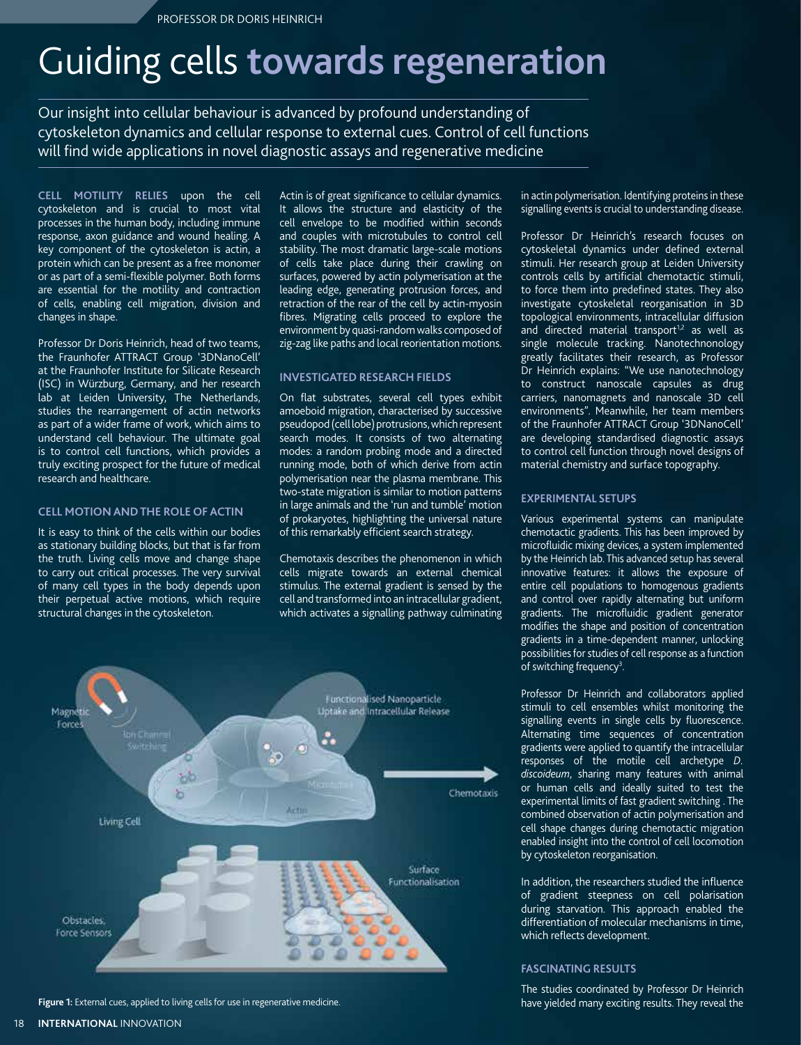# Guiding cells **towards regeneration**

Our insight into cellular behaviour is advanced by profound understanding of cytoskeleton dynamics and cellular response to external cues. Control of cell functions will find wide applications in novel diagnostic assays and regenerative medicine

**CELL MOTILITY RELIES** upon the cell cytoskeleton and is crucial to most vital processes in the human body, including immune response, axon guidance and wound healing. A key component of the cytoskeleton is actin, a protein which can be present as a free monomer or as part of a semi-flexible polymer. Both forms are essential for the motility and contraction of cells, enabling cell migration, division and changes in shape.

Professor Dr Doris Heinrich, head of two teams, the Fraunhofer ATTRACT Group '3DNanoCell' at the Fraunhofer Institute for Silicate Research (ISC) in Würzburg, Germany, and her research lab at Leiden University, The Netherlands, studies the rearrangement of actin networks as part of a wider frame of work, which aims to understand cell behaviour. The ultimate goal is to control cell functions, which provides a truly exciting prospect for the future of medical research and healthcare.

### CELL MOTION AND THE ROLE OF ACTIN

It is easy to think of the cells within our bodies as stationary building blocks, but that is far from the truth. Living cells move and change shape to carry out critical processes. The very survival of many cell types in the body depends upon their perpetual active motions, which require structural changes in the cytoskeleton.

Actin is of great significance to cellular dynamics. It allows the structure and elasticity of the cell envelope to be modified within seconds and couples with microtubules to control cell stability. The most dramatic large-scale motions of cells take place during their crawling on surfaces, powered by actin polymerisation at the leading edge, generating protrusion forces, and retraction of the rear of the cell by actin-myosin fibres. Migrating cells proceed to explore the environment by quasi-random walks composed of zig-zag like paths and local reorientation motions.

### INVESTIGATED RESEARCH FIELDS

On flat substrates, several cell types exhibit amoeboid migration, characterised by successive pseudopod (cell lobe) protrusions, which represent search modes. It consists of two alternating modes: a random probing mode and a directed running mode, both of which derive from actin polymerisation near the plasma membrane. This two-state migration is similar to motion patterns in large animals and the 'run and tumble' motion of prokaryotes, highlighting the universal nature of this remarkably efficient search strategy.

Chemotaxis describes the phenomenon in which cells migrate towards an external chemical stimulus. The external gradient is sensed by the cell and transformed into an intracellular gradient, which activates a signalling pathway culminating in actin polymerisation. Identifying proteins in these signalling events is crucial to understanding disease.

Professor Dr Heinrich's research focuses on cytoskeletal dynamics under defined external stimuli. Her research group at Leiden University controls cells by artificial chemotactic stimuli, to force them into predefined states. They also investigate cytoskeletal reorganisation in 3D topological environments, intracellular diffusion and directed material transport[1,2] as well as single molecule tracking. Nanotechnonology greatly facilitates their research, as Professor Dr Heinrich explains: "We use nanotechnology to construct nanoscale capsules as drug carriers, nanomagnets and nanoscale 3D cell environments". Meanwhile, her team members of the Fraunhofer ATTRACT Group '3DNanoCell' are developing standardised diagnostic assays to control cell function through novel designs of material chemistry and surface topography.

### EXPERIMENTAL SETUPS

Various experimental systems can manipulate chemotactic gradients. This has been improved by microfluidic mixing devices, a system implemented by the Heinrich lab. This advanced setup has several innovative features: it allows the exposure of entire cell populations to homogenous gradients and control over rapidly alternating but uniform gradients. The microfluidic gradient generator modifies the shape and position of concentration gradients in a time-dependent manner, unlocking possibilities for studies of cell response as a function of switching frequency[3].

Professor Dr Heinrich and collaborators applied stimuli to cell ensembles whilst monitoring the signalling events in single cells by fluorescence. Alternating time sequences of concentration gradients were applied to quantify the intracellular responses of the motile cell archetype *D. discoideum*, sharing many features with animal or human cells and ideally suited to test the experimental limits of fast gradient switching . The combined observation of actin polymerisation and cell shape changes during chemotactic migration enabled insight into the control of cell locomotion by cytoskeleton reorganisation.

In addition, the researchers studied the influence of gradient steepness on cell polarisation during starvation. This approach enabled the differentiation of molecular mechanisms in time, which reflects development.

**Figure 1:** External cues, applied to living cells for use in regenerative medicine.

### FASCINATING RESULTS

The studies coordinated by Professor Dr Heinrich have yielded many exciting results. They reveal the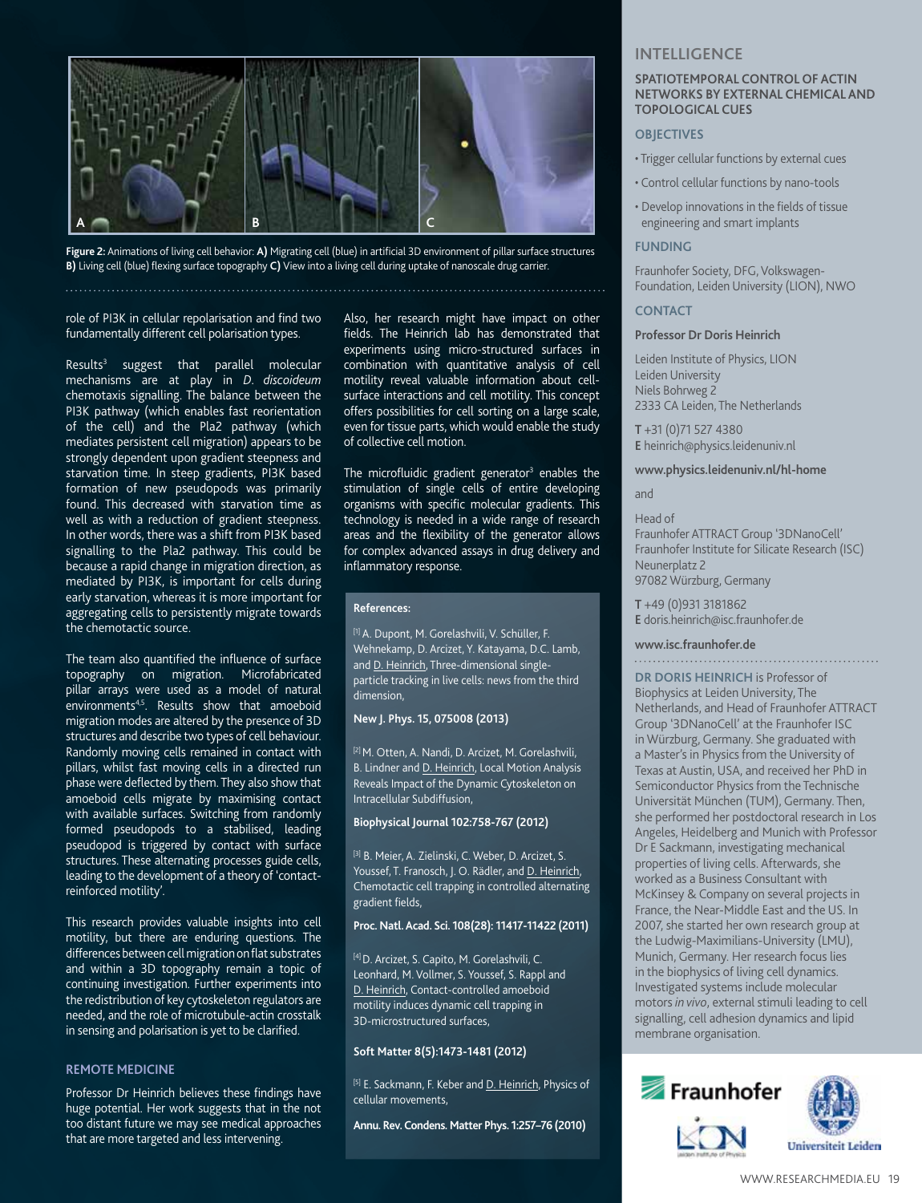**Figure 2:** Animations of living cell behavior: **A)** Migrating cell (blue) in artificial 3D environment of pillar surface structures **B)** Living cell (blue) flexing surface topography **C)** View into a living cell during uptake of nanoscale drug carrier.

role of PI3K in cellular repolarisation and find two fundamentally different cell polarisation types.

Results[3] suggest that parallel molecular mechanisms are at play in *D. discoideum* chemotaxis signalling. The balance between the PI3K pathway (which enables fast reorientation of the cell) and the Pla2 pathway (which mediates persistent cell migration) appears to be strongly dependent upon gradient steepness and starvation time. In steep gradients, PI3K based formation of new pseudopods was primarily found. This decreased with starvation time as well as with a reduction of gradient steepness. In other words, there was a shift from PI3K based signalling to the Pla2 pathway. This could be because a rapid change in migration direction, as mediated by PI3K, is important for cells during early starvation, whereas it is more important for aggregating cells to persistently migrate towards the chemotactic source.

The team also quantified the influence of surface topography on migration. Microfabricated pillar arrays were used as a model of natural environments[4,5]. Results show that amoeboid migration modes are altered by the presence of 3D structures and describe two types of cell behaviour. Randomly moving cells remained in contact with pillars, whilst fast moving cells in a directed run phase were deflected by them. They also show that amoeboid cells migrate by maximising contact with available surfaces. Switching from randomly formed pseudopods to a stabilised, leading pseudopod is triggered by contact with surface structures. These alternating processes guide cells, leading to the development of a theory of 'contact-reinforced motility'.

This research provides valuable insights into cell motility, but there are enduring questions. The differences between cell migration on flat substrates and within a 3D topography remain a topic of continuing investigation. Further experiments into the redistribution of key cytoskeleton regulators are needed, and the role of microtubule-actin crosstalk in sensing and polarisation is yet to be clarified.

### REMOTE MEDICINE

Professor Dr Heinrich believes these findings have huge potential. Her work suggests that in the not too distant future we may see medical approaches that are more targeted and less intervening.

Also, her research might have impact on other fields. The Heinrich lab has demonstrated that experiments using micro-structured surfaces in combination with quantitative analysis of cell motility reveal valuable information about cell-surface interactions and cell motility. This concept offers possibilities for cell sorting on a large scale, even for tissue parts, which would enable the study of collective cell motion.

The microfluidic gradient generator[3] enables the stimulation of single cells of entire developing organisms with specific molecular gradients. This technology is needed in a wide range of research areas and the flexibility of the generator allows for complex advanced assays in drug delivery and inflammatory response.

**References:**

[1] A. Dupont, M. Gorelashvili, V. Schüller, F. Wehnekamp, D. Arcizet, Y. Katayama, D.C. Lamb, and D. Heinrich, Three-dimensional single-particle tracking in live cells: news from the third dimension,

**New J. Phys. 15, 075008 (2013)**

[2] M. Otten, A. Nandi, D. Arcizet, M. Gorelashvili, B. Lindner and D. Heinrich, Local Motion Analysis Reveals Impact of the Dynamic Cytoskeleton on Intracellular Subdiffusion,

**Biophysical Journal 102:758-767 (2012)**

[3] B. Meier, A. Zielinski, C. Weber, D. Arcizet, S. Youssef, T. Franosch, J. O. Rädler, and D. Heinrich, Chemotactic cell trapping in controlled alternating gradient fields,

**Proc. Natl. Acad. Sci. 108(28): 11417-11422 (2011)**

[4] D. Arcizet, S. Capito, M. Gorelashvili, C. Leonhard, M. Vollmer, S. Youssef, S. Rappl and D. Heinrich, Contact-controlled amoeboid motility induces dynamic cell trapping in 3D-microstructured surfaces,

**Soft Matter 8(5):1473-1481 (2012)**

[5] E. Sackmann, F. Keber and D. Heinrich, Physics of cellular movements,

**Annu. Rev. Condens. Matter Phys. 1:257–76 (2010)**

## INTELLIGENCE

### SPATIOTEMPORAL CONTROL OF ACTIN NETWORKS BY EXTERNAL CHEMICAL AND TOPOLOGICAL CUES

### OBJECTIVES

- Trigger cellular functions by external cues
- Control cellular functions by nano-tools
- Develop innovations in the fields of tissue engineering and smart implants

### FUNDING

Fraunhofer Society, DFG, Volkswagen-Foundation, Leiden University (LION), NWO

### CONTACT

**Professor Dr Doris Heinrich**

Leiden Institute of Physics, LION
Leiden University
Niels Bohrweg 2
2333 CA Leiden, The Netherlands

**T** +31 (0)71 527 4380
**E** heinrich@physics.leidenuniv.nl

**www.physics.leidenuniv.nl/hl-home**

and

Head of
Fraunhofer ATTRACT Group '3DNanoCell'
Fraunhofer Institute for Silicate Research (ISC)
Neunerplatz 2
97082 Würzburg, Germany

**T** +49 (0)931 3181862
**E** doris.heinrich@isc.fraunhofer.de

**www.isc.fraunhofer.de**

**DR DORIS HEINRICH** is Professor of Biophysics at Leiden University, The Netherlands, and Head of Fraunhofer ATTRACT Group '3DNanoCell' at the Fraunhofer ISC in Würzburg, Germany. She graduated with a Master's in Physics from the University of Texas at Austin, USA, and received her PhD in Semiconductor Physics from the Technische Universität München (TUM), Germany. Then, she performed her postdoctoral research in Los Angeles, Heidelberg and Munich with Professor Dr E Sackmann, investigating mechanical properties of living cells. Afterwards, she worked as a Business Consultant with McKinsey & Company on several projects in France, the Near-Middle East and the US. In 2007, she started her own research group at the Ludwig-Maximilians-University (LMU), Munich, Germany. Her research focus lies in the biophysics of living cell dynamics. Investigated systems include molecular motors *in vivo*, external stimuli leading to cell signalling, cell adhesion dynamics and lipid membrane organisation.